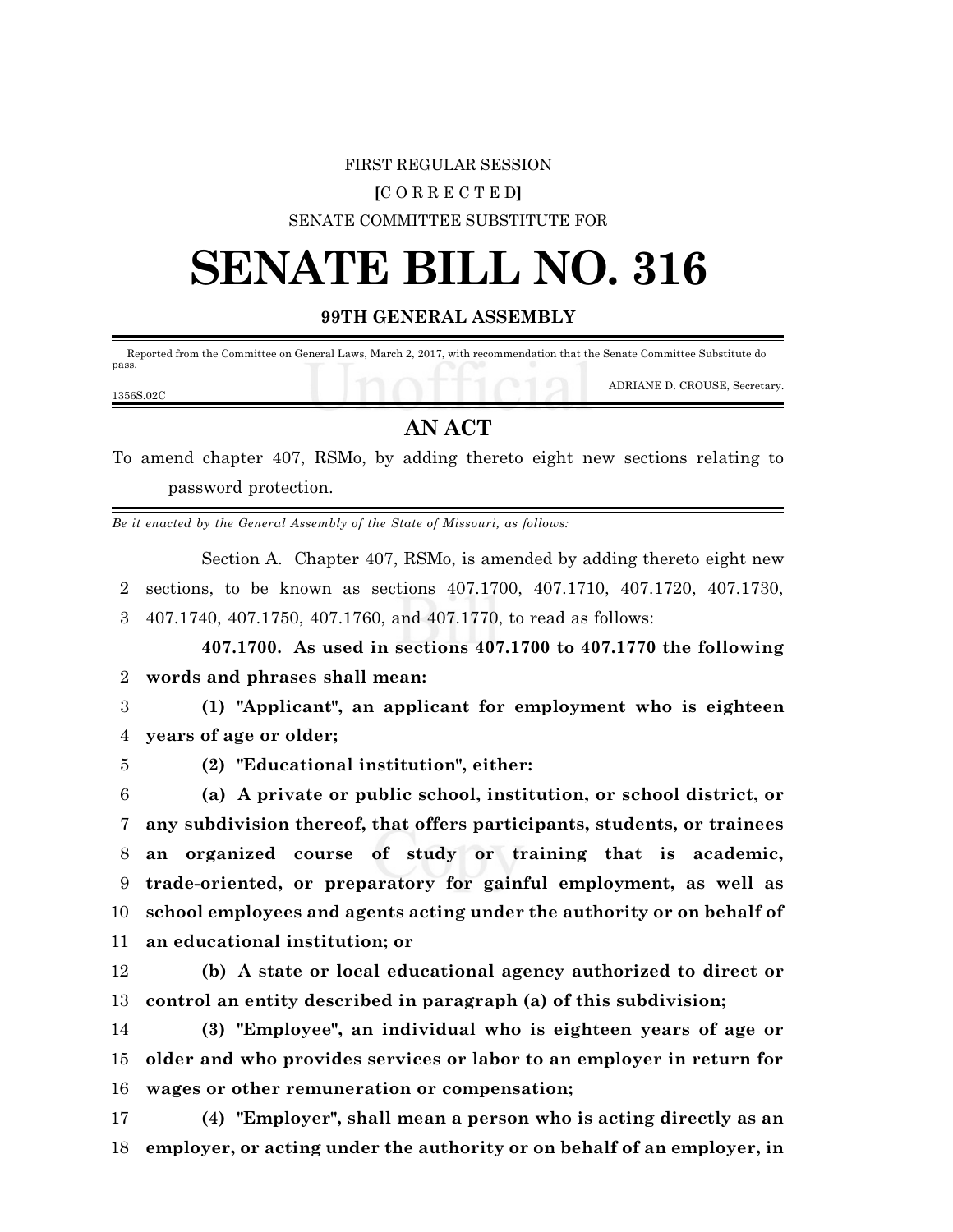FIRST REGULAR SESSION

**[**C O R R E C T E D**]**

SENATE COMMITTEE SUBSTITUTE FOR

# SENATE BILL NO. 316

**99TH GENERAL ASSEMBLY**

Reported from the Committee on General Laws, March 2, 2017, with recommendation that the Senate Committee Substitute do pass.

ADRIANE D. CROUSE, Secretary.

1356S.02C

## AN ACT

To amend chapter 407, RSMo, by adding thereto eight new sections relating to password protection.

*Be it enacted by the General Assembly of the State of Missouri, as follows:*

Section A. Chapter 407, RSMo, is amended by adding thereto eight new sections, to be known as sections 407.1700, 407.1710, 407.1720, 407.1730, 407.1740, 407.1750, 407.1760, and 407.1770, to read as follows:

**407.1700. As used in sections 407.1700 to 407.1770 the following words and phrases shall mean:**

**(1) "Applicant", an applicant for employment who is eighteen years of age or older;**

**(2) "Educational institution", either:**

**(a) A private or public school, institution, or school district, or any subdivision thereof, that offers participants, students, or trainees an organized course of study or training that is academic, trade-oriented, or preparatory for gainful employment, as well as school employees and agents acting under the authority or on behalf of an educational institution; or**

**(b) A state or local educational agency authorized to direct or control an entity described in paragraph (a) of this subdivision;**

**(3) "Employee", an individual who is eighteen years of age or older and who provides services or labor to an employer in return for wages or other remuneration or compensation;**

**(4) "Employer", shall mean a person who is acting directly as an employer, or acting under the authority or on behalf of an employer, in**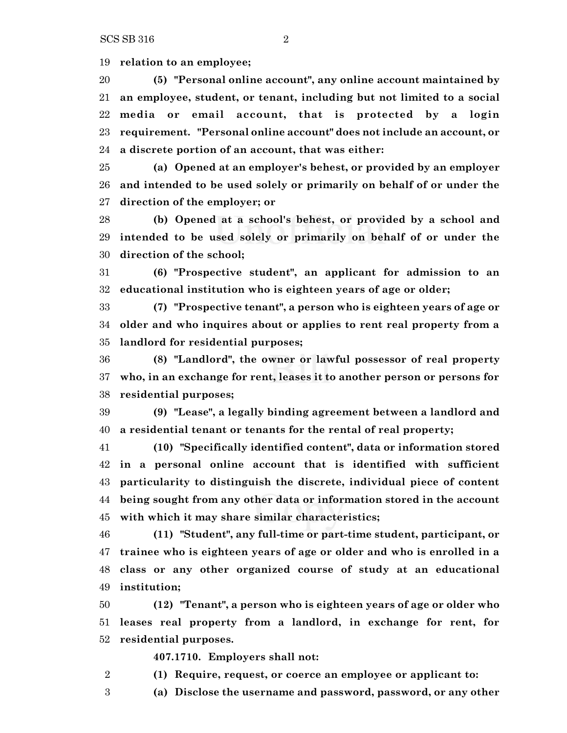**relation to an employee;**

**(5) "Personal online account", any online account maintained by an employee, student, or tenant, including but not limited to a social media or email account, that is protected by a login requirement. "Personal online account" does not include an account, or a discrete portion of an account, that was either:**

**(a) Opened at an employer's behest, or provided by an employer and intended to be used solely or primarily on behalf of or under the direction of the employer; or**

**(b) Opened at a school's behest, or provided by a school and intended to be used solely or primarily on behalf of or under the direction of the school;**

**(6) "Prospective student", an applicant for admission to an educational institution who is eighteen years of age or older;**

**(7) "Prospective tenant", a person who is eighteen years of age or older and who inquires about or applies to rent real property from a landlord for residential purposes;**

**(8) "Landlord", the owner or lawful possessor of real property who, in an exchange for rent, leases it to another person or persons for residential purposes;**

**(9) "Lease", a legally binding agreement between a landlord and a residential tenant or tenants for the rental of real property;**

**(10) "Specifically identified content", data or information stored in a personal online account that is identified with sufficient particularity to distinguish the discrete, individual piece of content being sought from any other data or information stored in the account with which it may share similar characteristics;**

**(11) "Student", any full-time or part-time student, participant, or trainee who is eighteen years of age or older and who is enrolled in a class or any other organized course of study at an educational institution;**

**(12) "Tenant", a person who is eighteen years of age or older who leases real property from a landlord, in exchange for rent, for residential purposes.**

**407.1710. Employers shall not:**

**(1) Require, request, or coerce an employee or applicant to:**

**(a) Disclose the username and password, password, or any other**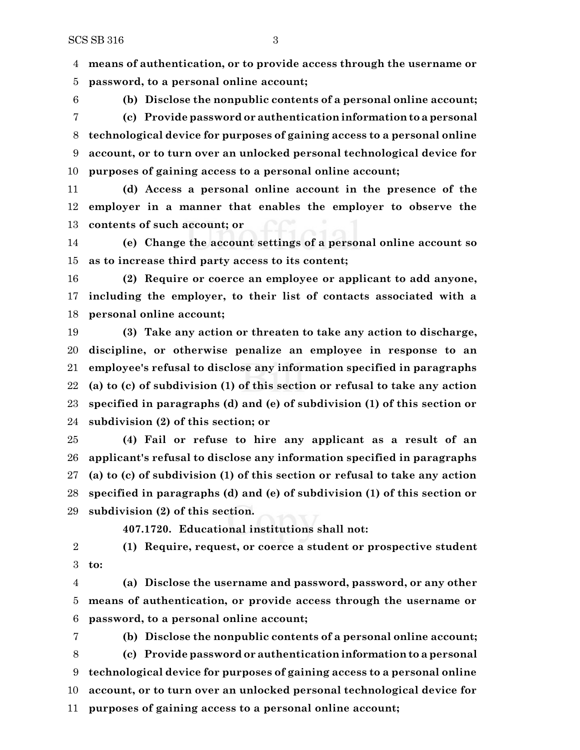**means of authentication, or to provide access through the username or password, to a personal online account;**

**(b) Disclose the nonpublic contents of a personal online account;**

**(c) Provide password or authentication information to a personal technological device for purposes of gaining access to a personal online account, or to turn over an unlocked personal technological device for purposes of gaining access to a personal online account;**

**(d) Access a personal online account in the presence of the employer in a manner that enables the employer to observe the contents of such account; or**

**(e) Change the account settings of a personal online account so as to increase third party access to its content;**

**(2) Require or coerce an employee or applicant to add anyone, including the employer, to their list of contacts associated with a personal online account;**

**(3) Take any action or threaten to take any action to discharge, discipline, or otherwise penalize an employee in response to an employee's refusal to disclose any information specified in paragraphs (a) to (c) of subdivision (1) of this section or refusal to take any action specified in paragraphs (d) and (e) of subdivision (1) of this section or subdivision (2) of this section; or**

**(4) Fail or refuse to hire any applicant as a result of an applicant's refusal to disclose any information specified in paragraphs (a) to (c) of subdivision (1) of this section or refusal to take any action specified in paragraphs (d) and (e) of subdivision (1) of this section or subdivision (2) of this section.**

**407.1720. Educational institutions shall not:**

**(1) Require, request, or coerce a student or prospective student to:**

**(a) Disclose the username and password, password, or any other means of authentication, or provide access through the username or password, to a personal online account;**

**(b) Disclose the nonpublic contents of a personal online account;**

**(c) Provide password or authentication information to a personal technological device for purposes of gaining access to a personal online account, or to turn over an unlocked personal technological device for purposes of gaining access to a personal online account;**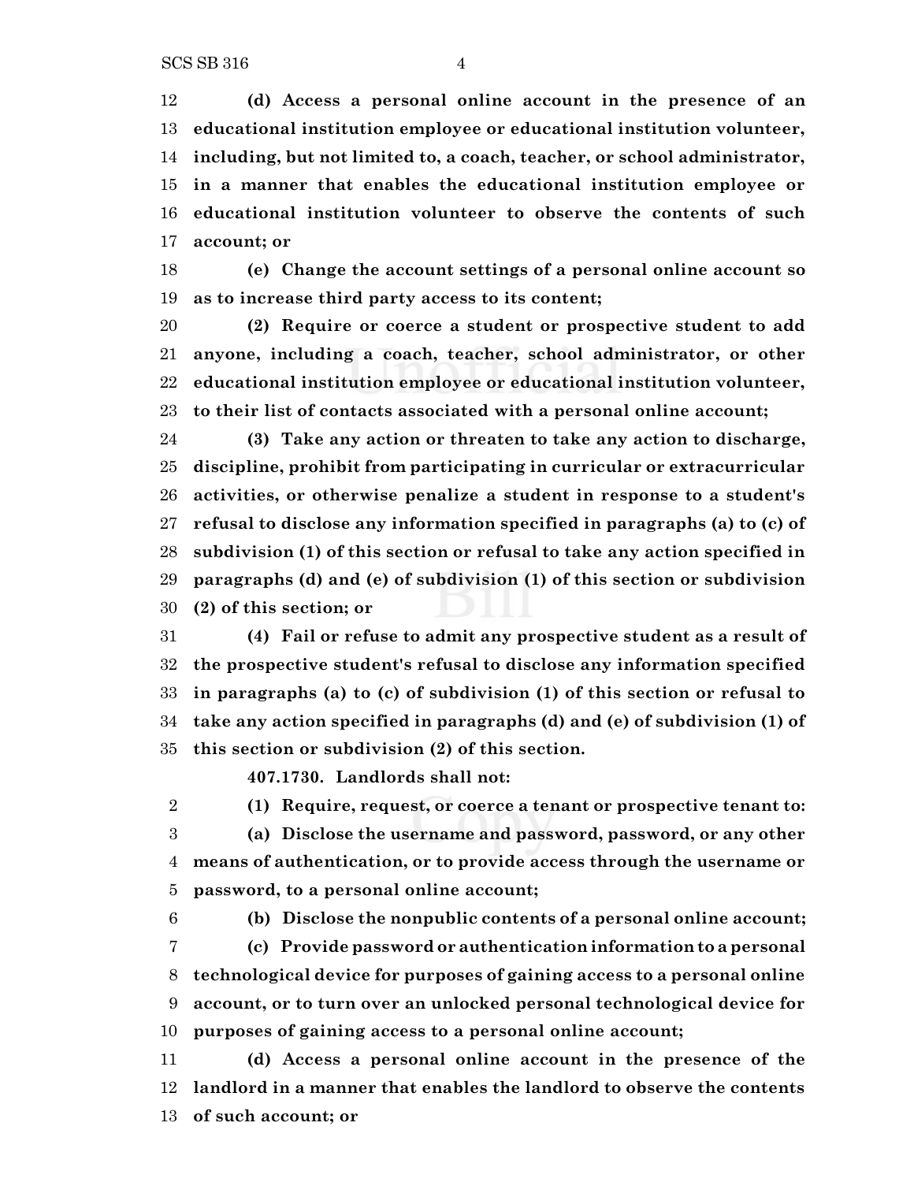**(d) Access a personal online account in the presence of an educational institution employee or educational institution volunteer, including, but not limited to, a coach, teacher, or school administrator, in a manner that enables the educational institution employee or educational institution volunteer to observe the contents of such account; or**

**(e) Change the account settings of a personal online account so as to increase third party access to its content;**

**(2) Require or coerce a student or prospective student to add anyone, including a coach, teacher, school administrator, or other educational institution employee or educational institution volunteer, to their list of contacts associated with a personal online account;**

**(3) Take any action or threaten to take any action to discharge, discipline, prohibit from participating in curricular or extracurricular activities, or otherwise penalize a student in response to a student's refusal to disclose any information specified in paragraphs (a) to (c) of subdivision (1) of this section or refusal to take any action specified in paragraphs (d) and (e) of subdivision (1) of this section or subdivision (2) of this section; or**

**(4) Fail or refuse to admit any prospective student as a result of the prospective student's refusal to disclose any information specified in paragraphs (a) to (c) of subdivision (1) of this section or refusal to take any action specified in paragraphs (d) and (e) of subdivision (1) of this section or subdivision (2) of this section.**

**407.1730. Landlords shall not:**

**(1) Require, request, or coerce a tenant or prospective tenant to:**

**(a) Disclose the username and password, password, or any other means of authentication, or to provide access through the username or password, to a personal online account;**

**(b) Disclose the nonpublic contents of a personal online account;**

**(c) Provide password or authentication information to a personal technological device for purposes of gaining access to a personal online account, or to turn over an unlocked personal technological device for purposes of gaining access to a personal online account;**

**(d) Access a personal online account in the presence of the landlord in a manner that enables the landlord to observe the contents of such account; or**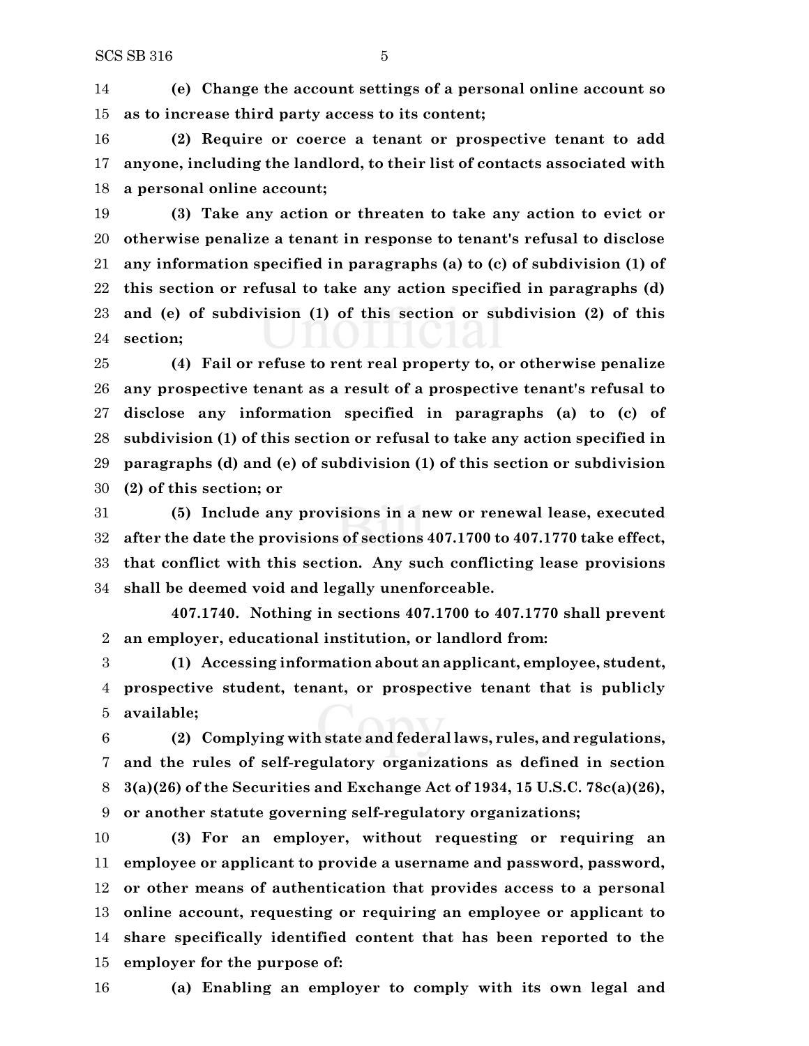**(e) Change the account settings of a personal online account so as to increase third party access to its content;**

**(2) Require or coerce a tenant or prospective tenant to add anyone, including the landlord, to their list of contacts associated with a personal online account;**

**(3) Take any action or threaten to take any action to evict or otherwise penalize a tenant in response to tenant's refusal to disclose any information specified in paragraphs (a) to (c) of subdivision (1) of this section or refusal to take any action specified in paragraphs (d) and (e) of subdivision (1) of this section or subdivision (2) of this section;**

**(4) Fail or refuse to rent real property to, or otherwise penalize any prospective tenant as a result of a prospective tenant's refusal to disclose any information specified in paragraphs (a) to (c) of subdivision (1) of this section or refusal to take any action specified in paragraphs (d) and (e) of subdivision (1) of this section or subdivision (2) of this section; or**

**(5) Include any provisions in a new or renewal lease, executed after the date the provisions of sections 407.1700 to 407.1770 take effect, that conflict with this section. Any such conflicting lease provisions shall be deemed void and legally unenforceable.**

**407.1740. Nothing in sections 407.1700 to 407.1770 shall prevent an employer, educational institution, or landlord from:**

**(1) Accessing information about an applicant, employee, student, prospective student, tenant, or prospective tenant that is publicly available;**

**(2) Complying with state and federal laws, rules, and regulations, and the rules of self-regulatory organizations as defined in section 3(a)(26) of the Securities and Exchange Act of 1934, 15 U.S.C. 78c(a)(26), or another statute governing self-regulatory organizations;**

**(3) For an employer, without requesting or requiring an employee or applicant to provide a username and password, password, or other means of authentication that provides access to a personal online account, requesting or requiring an employee or applicant to share specifically identified content that has been reported to the employer for the purpose of:**

**(a) Enabling an employer to comply with its own legal and**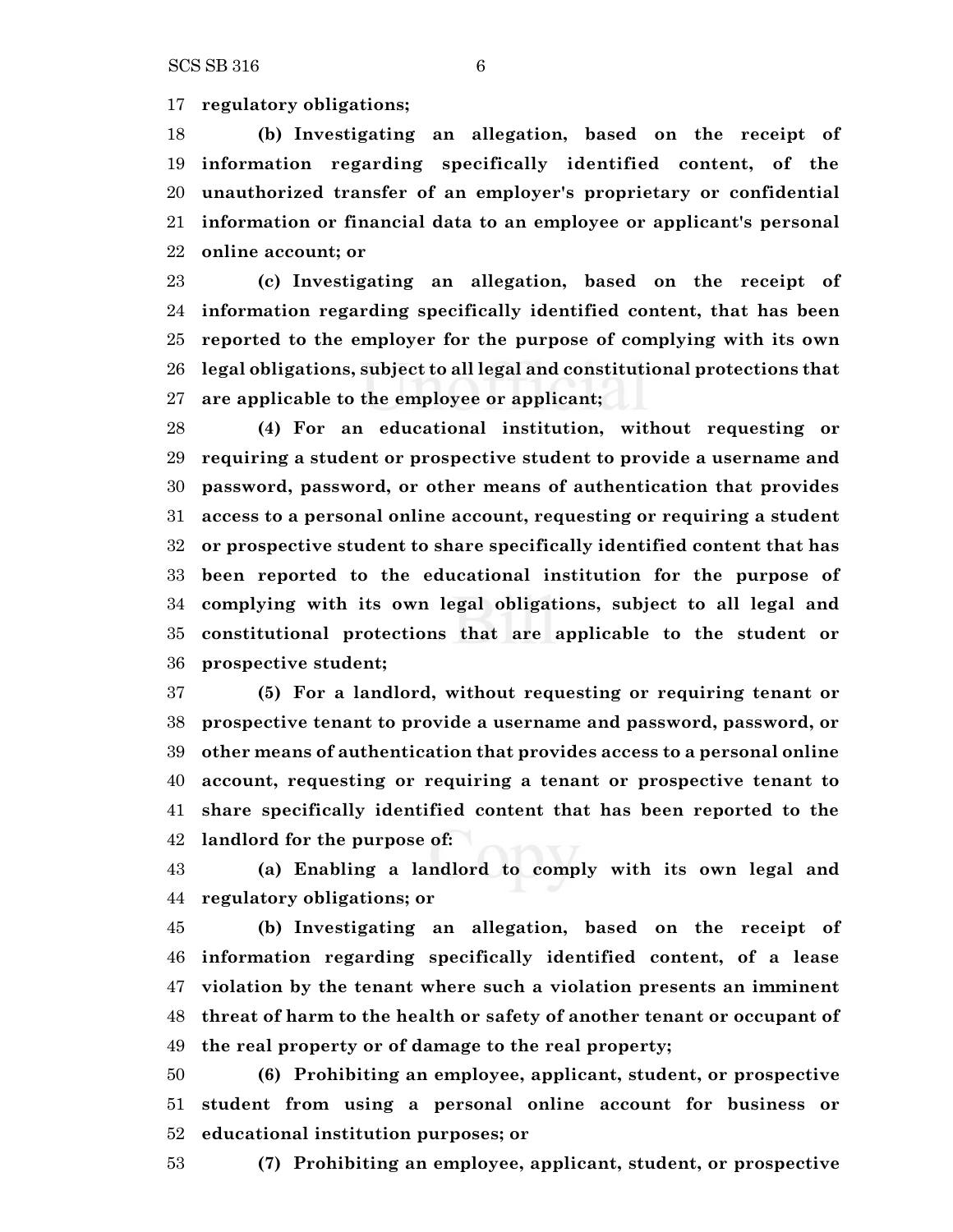**regulatory obligations;**

**(b) Investigating an allegation, based on the receipt of information regarding specifically identified content, of the unauthorized transfer of an employer's proprietary or confidential information or financial data to an employee or applicant's personal online account; or**

**(c) Investigating an allegation, based on the receipt of information regarding specifically identified content, that has been reported to the employer for the purpose of complying with its own legal obligations, subject to all legal and constitutional protections that are applicable to the employee or applicant;**

**(4) For an educational institution, without requesting or requiring a student or prospective student to provide a username and password, password, or other means of authentication that provides access to a personal online account, requesting or requiring a student or prospective student to share specifically identified content that has been reported to the educational institution for the purpose of complying with its own legal obligations, subject to all legal and constitutional protections that are applicable to the student or prospective student;**

**(5) For a landlord, without requesting or requiring tenant or prospective tenant to provide a username and password, password, or other means of authentication that provides access to a personal online account, requesting or requiring a tenant or prospective tenant to share specifically identified content that has been reported to the landlord for the purpose of:**

**(a) Enabling a landlord to comply with its own legal and regulatory obligations; or**

**(b) Investigating an allegation, based on the receipt of information regarding specifically identified content, of a lease violation by the tenant where such a violation presents an imminent threat of harm to the health or safety of another tenant or occupant of the real property or of damage to the real property;**

**(6) Prohibiting an employee, applicant, student, or prospective student from using a personal online account for business or educational institution purposes; or**

**(7) Prohibiting an employee, applicant, student, or prospective**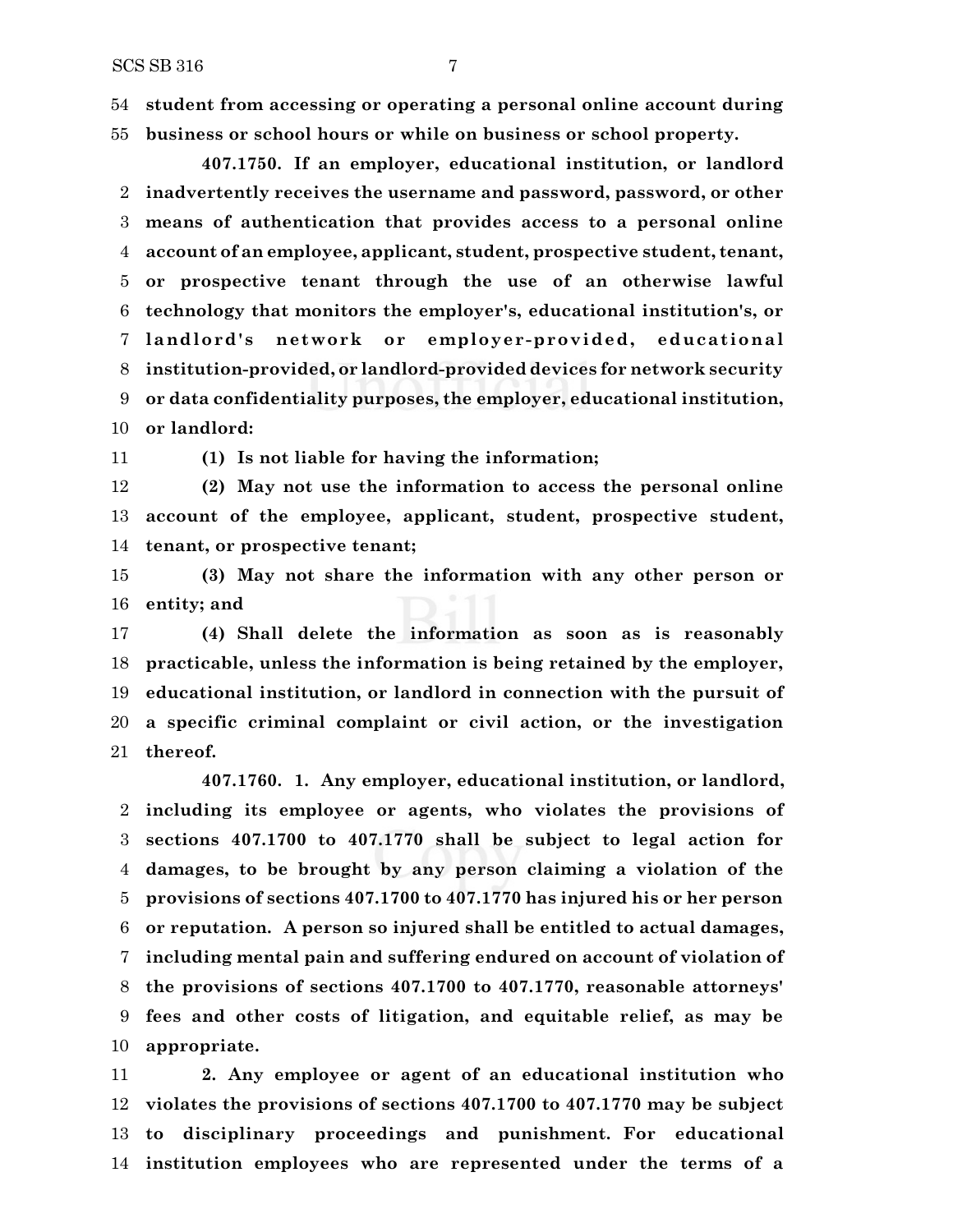54 **student from accessing or operating a personal online account during**
55 **business or school hours or while on business or school property.**

**407.1750. If an employer, educational institution, or landlord**
2 **inadvertently receives the username and password, password, or other**
3 **means of authentication that provides access to a personal online**
4 **account of an employee, applicant, student, prospective student, tenant,**
5 **or prospective tenant through the use of an otherwise lawful**
6 **technology that monitors the employer's, educational institution's, or**
7 **landlord's network or employer-provided, educational**
8 **institution-provided, or landlord-provided devices for network security**
9 **or data confidentiality purposes, the employer, educational institution,**
10 **or landlord:**

11 **(1) Is not liable for having the information;**

12 **(2) May not use the information to access the personal online**
13 **account of the employee, applicant, student, prospective student,**
14 **tenant, or prospective tenant;**

15 **(3) May not share the information with any other person or**
16 **entity; and**

17 **(4) Shall delete the information as soon as is reasonably**
18 **practicable, unless the information is being retained by the employer,**
19 **educational institution, or landlord in connection with the pursuit of**
20 **a specific criminal complaint or civil action, or the investigation**
21 **thereof.**

**407.1760. 1. Any employer, educational institution, or landlord,**
2 **including its employee or agents, who violates the provisions of**
3 **sections 407.1700 to 407.1770 shall be subject to legal action for**
4 **damages, to be brought by any person claiming a violation of the**
5 **provisions of sections 407.1700 to 407.1770 has injured his or her person**
6 **or reputation. A person so injured shall be entitled to actual damages,**
7 **including mental pain and suffering endured on account of violation of**
8 **the provisions of sections 407.1700 to 407.1770, reasonable attorneys'**
9 **fees and other costs of litigation, and equitable relief, as may be**
10 **appropriate.**

11 **2. Any employee or agent of an educational institution who**
12 **violates the provisions of sections 407.1700 to 407.1770 may be subject**
13 **to disciplinary proceedings and punishment. For educational**
14 **institution employees who are represented under the terms of a**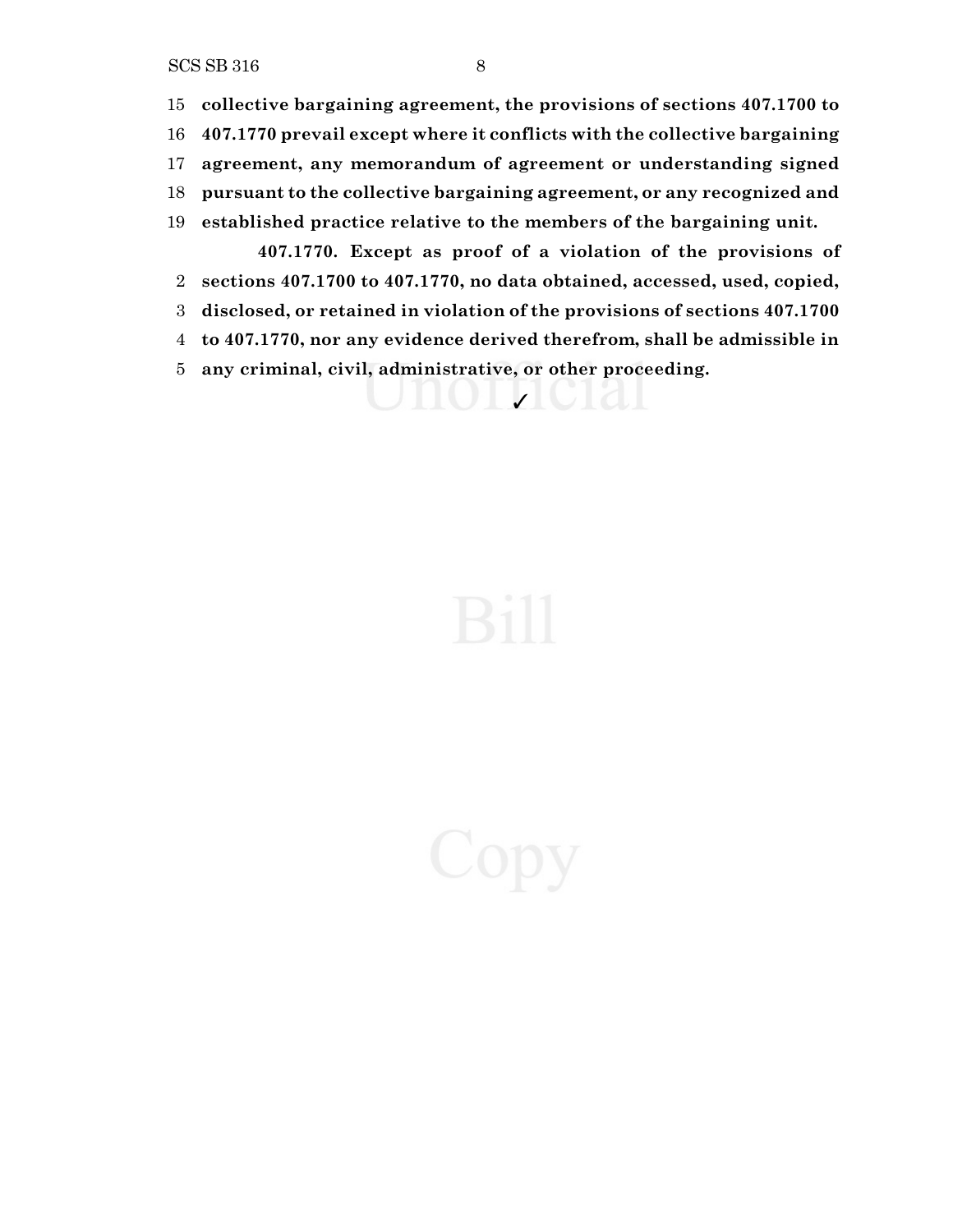**collective bargaining agreement, the provisions of sections 407.1700 to 407.1770 prevail except where it conflicts with the collective bargaining agreement, any memorandum of agreement or understanding signed pursuant to the collective bargaining agreement, or any recognized and established practice relative to the members of the bargaining unit.**

**407.1770. Except as proof of a violation of the provisions of sections 407.1700 to 407.1770, no data obtained, accessed, used, copied, disclosed, or retained in violation of the provisions of sections 407.1700 to 407.1770, nor any evidence derived therefrom, shall be admissible in any criminal, civil, administrative, or other proceeding.**

✓